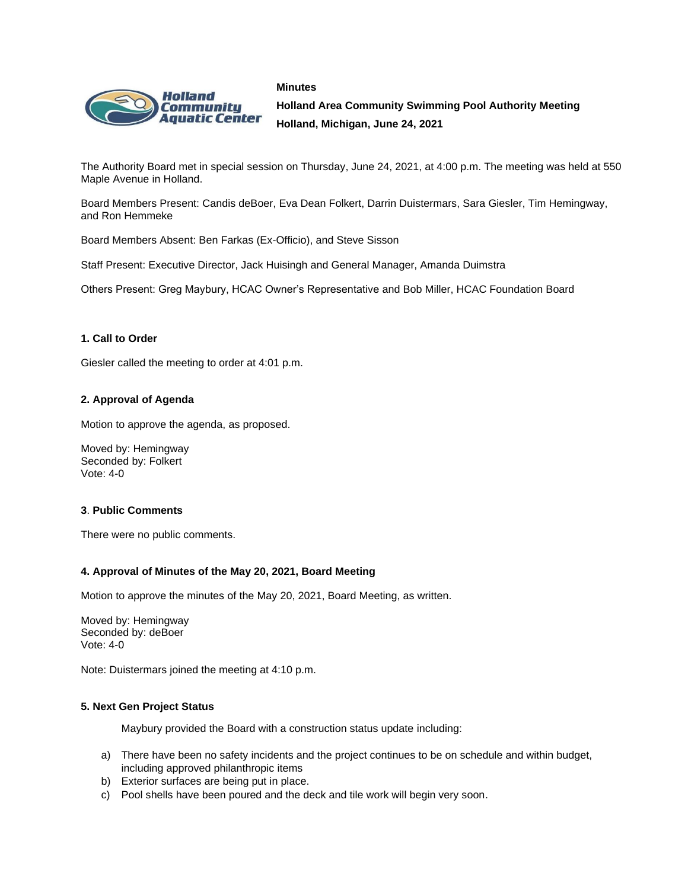**Minutes**

**Holland Area Community Swimming Pool Authority Meeting**
**Holland, Michigan, June 24, 2021**

The Authority Board met in special session on Thursday, June 24, 2021, at 4:00 p.m. The meeting was held at 550 Maple Avenue in Holland.

Board Members Present: Candis deBoer, Eva Dean Folkert, Darrin Duistermars, Sara Giesler, Tim Hemingway, and Ron Hemmeke

Board Members Absent: Ben Farkas (Ex-Officio), and Steve Sisson

Staff Present: Executive Director, Jack Huisingh and General Manager, Amanda Duimstra

Others Present: Greg Maybury, HCAC Owner's Representative and Bob Miller, HCAC Foundation Board

**1. Call to Order**

Giesler called the meeting to order at 4:01 p.m.

**2. Approval of Agenda**

Motion to approve the agenda, as proposed.

Moved by: Hemingway
Seconded by: Folkert
Vote: 4-0

**3. Public Comments**

There were no public comments.

**4. Approval of Minutes of the May 20, 2021, Board Meeting**

Motion to approve the minutes of the May 20, 2021, Board Meeting, as written.

Moved by: Hemingway
Seconded by: deBoer
Vote: 4-0

Note: Duistermars joined the meeting at 4:10 p.m.

**5. Next Gen Project Status**

Maybury provided the Board with a construction status update including:

a) There have been no safety incidents and the project continues to be on schedule and within budget, including approved philanthropic items
b) Exterior surfaces are being put in place.
c) Pool shells have been poured and the deck and tile work will begin very soon.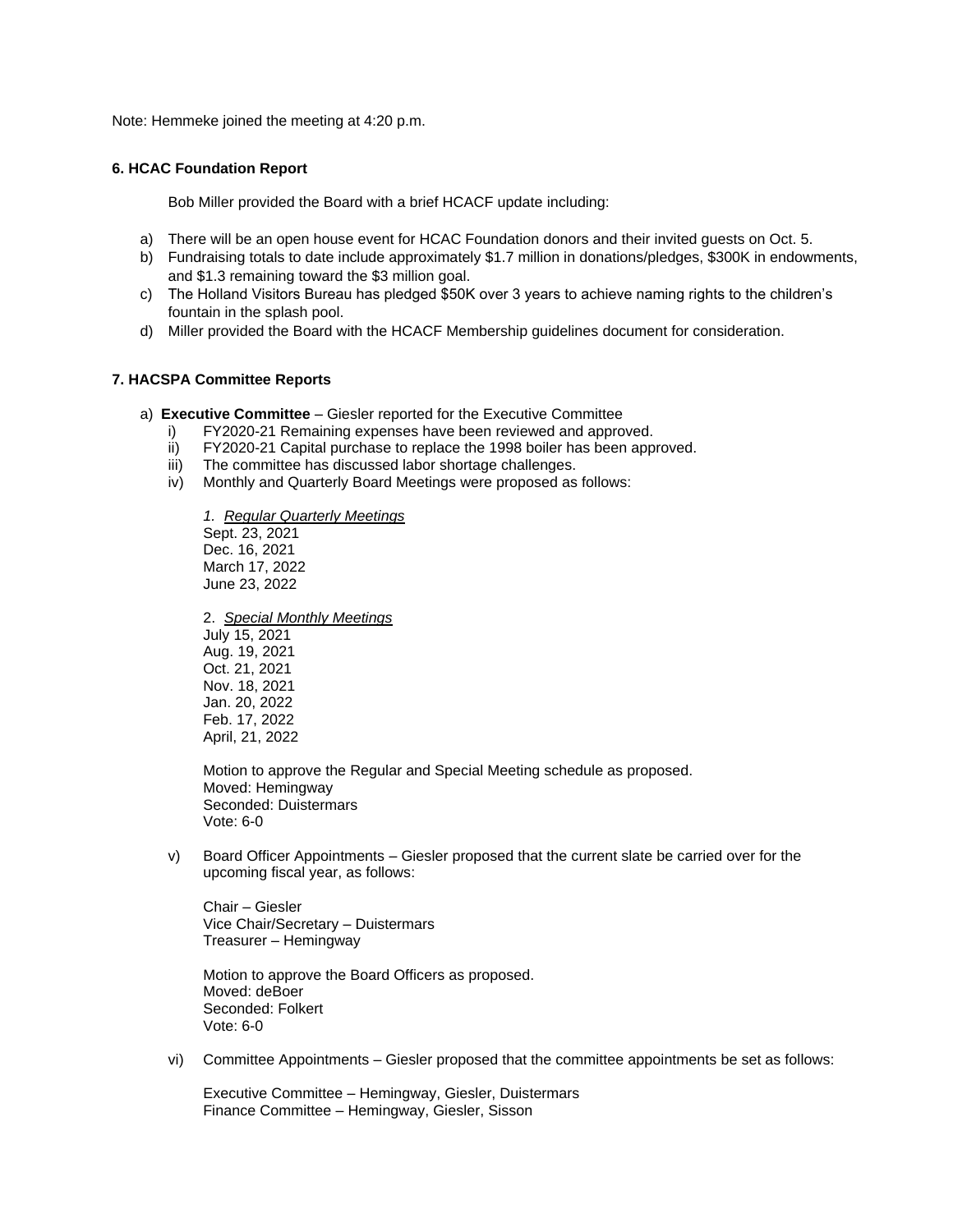Note: Hemmeke joined the meeting at 4:20 p.m.

**6. HCAC Foundation Report**

Bob Miller provided the Board with a brief HCACF update including:

a) There will be an open house event for HCAC Foundation donors and their invited guests on Oct. 5.
b) Fundraising totals to date include approximately $1.7 million in donations/pledges, $300K in endowments, and $1.3 remaining toward the $3 million goal.
c) The Holland Visitors Bureau has pledged $50K over 3 years to achieve naming rights to the children's fountain in the splash pool.
d) Miller provided the Board with the HCACF Membership guidelines document for consideration.

**7. HACSPA Committee Reports**

a) **Executive Committee** – Giesler reported for the Executive Committee
   i) FY2020-21 Remaining expenses have been reviewed and approved.
   ii) FY2020-21 Capital purchase to replace the 1998 boiler has been approved.
   iii) The committee has discussed labor shortage challenges.
   iv) Monthly and Quarterly Board Meetings were proposed as follows:

      *1. Regular Quarterly Meetings*
      Sept. 23, 2021
      Dec. 16, 2021
      March 17, 2022
      June 23, 2022

      2. *Special Monthly Meetings*
      July 15, 2021
      Aug. 19, 2021
      Oct. 21, 2021
      Nov. 18, 2021
      Jan. 20, 2022
      Feb. 17, 2022
      April, 21, 2022

      Motion to approve the Regular and Special Meeting schedule as proposed.
      Moved: Hemingway
      Seconded: Duistermars
      Vote: 6-0

   v) Board Officer Appointments – Giesler proposed that the current slate be carried over for the upcoming fiscal year, as follows:

      Chair – Giesler
      Vice Chair/Secretary – Duistermars
      Treasurer – Hemingway

      Motion to approve the Board Officers as proposed.
      Moved: deBoer
      Seconded: Folkert
      Vote: 6-0

   vi) Committee Appointments – Giesler proposed that the committee appointments be set as follows:

      Executive Committee – Hemingway, Giesler, Duistermars
      Finance Committee – Hemingway, Giesler, Sisson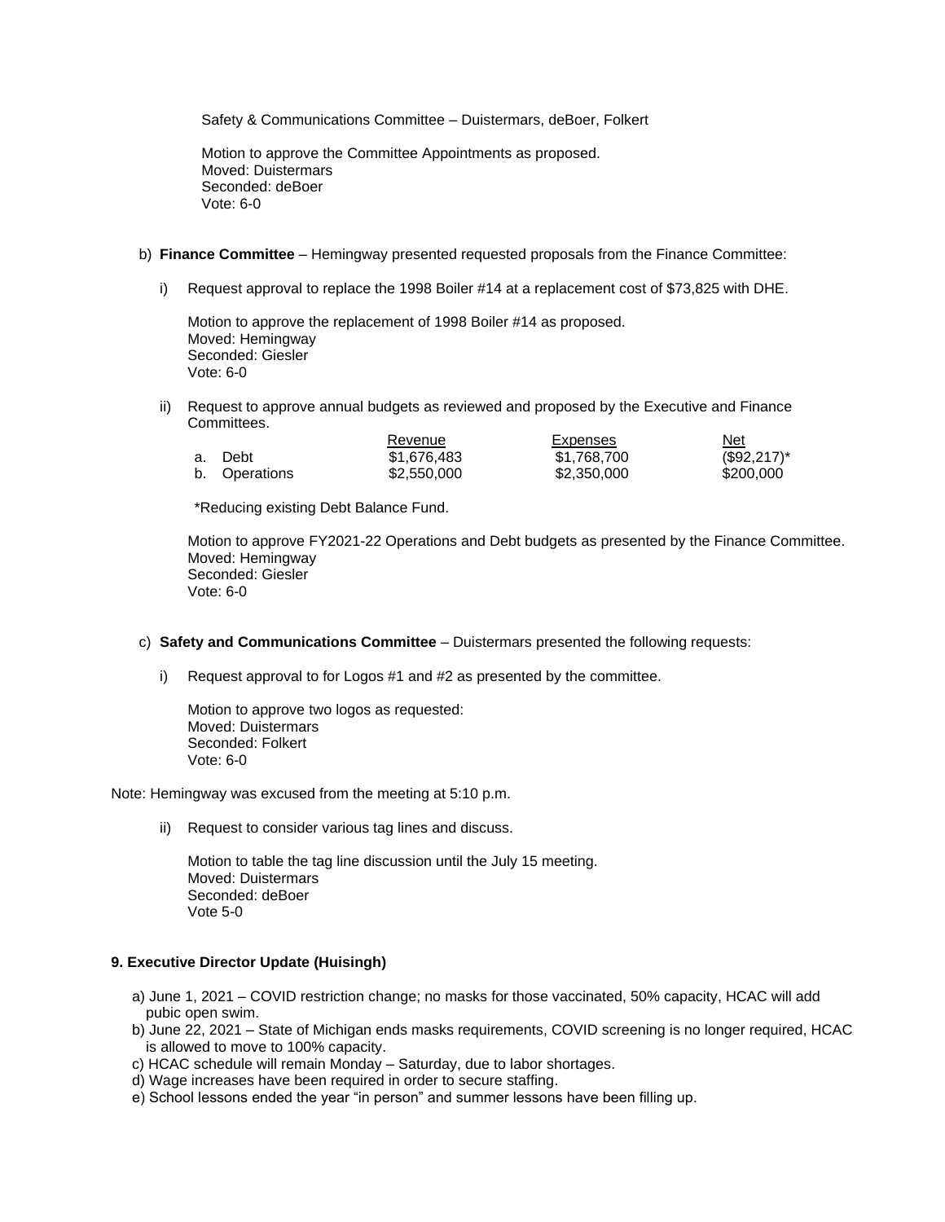Safety & Communications Committee – Duistermars, deBoer, Folkert

Motion to approve the Committee Appointments as proposed.
Moved: Duistermars
Seconded: deBoer
Vote: 6-0

b) **Finance Committee** – Hemingway presented requested proposals from the Finance Committee:

i) Request approval to replace the 1998 Boiler #14 at a replacement cost of $73,825 with DHE.

Motion to approve the replacement of 1998 Boiler #14 as proposed.
Moved: Hemingway
Seconded: Giesler
Vote: 6-0

ii) Request to approve annual budgets as reviewed and proposed by the Executive and Finance Committees.

| | Revenue | Expenses | Net |
|---|---|---|---|
| a. Debt | $1,676,483 | $1,768,700 | ($92,217)* |
| b. Operations | $2,550,000 | $2,350,000 | $200,000 |

*Reducing existing Debt Balance Fund.

Motion to approve FY2021-22 Operations and Debt budgets as presented by the Finance Committee.
Moved: Hemingway
Seconded: Giesler
Vote: 6-0

c) **Safety and Communications Committee** – Duistermars presented the following requests:

i) Request approval to for Logos #1 and #2 as presented by the committee.

Motion to approve two logos as requested:
Moved: Duistermars
Seconded: Folkert
Vote: 6-0

Note: Hemingway was excused from the meeting at 5:10 p.m.

ii) Request to consider various tag lines and discuss.

Motion to table the tag line discussion until the July 15 meeting.
Moved: Duistermars
Seconded: deBoer
Vote 5-0

**9. Executive Director Update (Huisingh)**

a) June 1, 2021 – COVID restriction change; no masks for those vaccinated, 50% capacity, HCAC will add pubic open swim.
b) June 22, 2021 – State of Michigan ends masks requirements, COVID screening is no longer required, HCAC is allowed to move to 100% capacity.
c) HCAC schedule will remain Monday – Saturday, due to labor shortages.
d) Wage increases have been required in order to secure staffing.
e) School lessons ended the year "in person" and summer lessons have been filling up.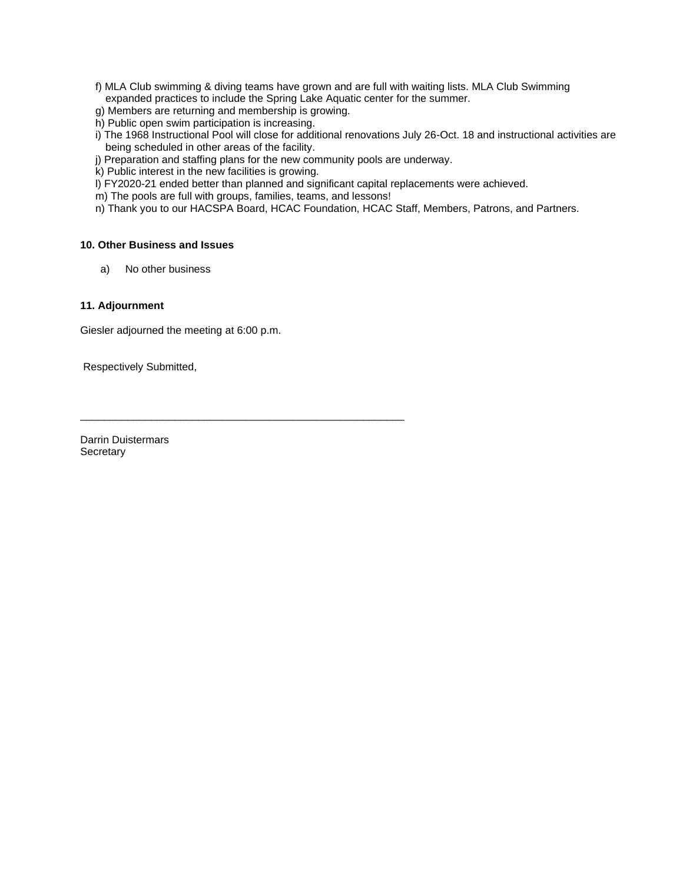f) MLA Club swimming & diving teams have grown and are full with waiting lists. MLA Club Swimming expanded practices to include the Spring Lake Aquatic center for the summer.
g) Members are returning and membership is growing.
h) Public open swim participation is increasing.
i) The 1968 Instructional Pool will close for additional renovations July 26-Oct. 18 and instructional activities are being scheduled in other areas of the facility.
j) Preparation and staffing plans for the new community pools are underway.
k) Public interest in the new facilities is growing.
l) FY2020-21 ended better than planned and significant capital replacements were achieved.
m) The pools are full with groups, families, teams, and lessons!
n) Thank you to our HACSPA Board, HCAC Foundation, HCAC Staff, Members, Patrons, and Partners.

**10. Other Business and Issues**

a) No other business

**11. Adjournment**

Giesler adjourned the meeting at 6:00 p.m.

Respectively Submitted,

\_\_\_\_\_\_\_\_\_\_\_\_\_\_\_\_\_\_\_\_\_\_\_\_\_\_\_\_\_\_\_\_\_\_\_\_\_\_\_\_\_\_\_\_\_\_\_\_\_\_\_\_\_\_\_\_

Darrin Duistermars
Secretary